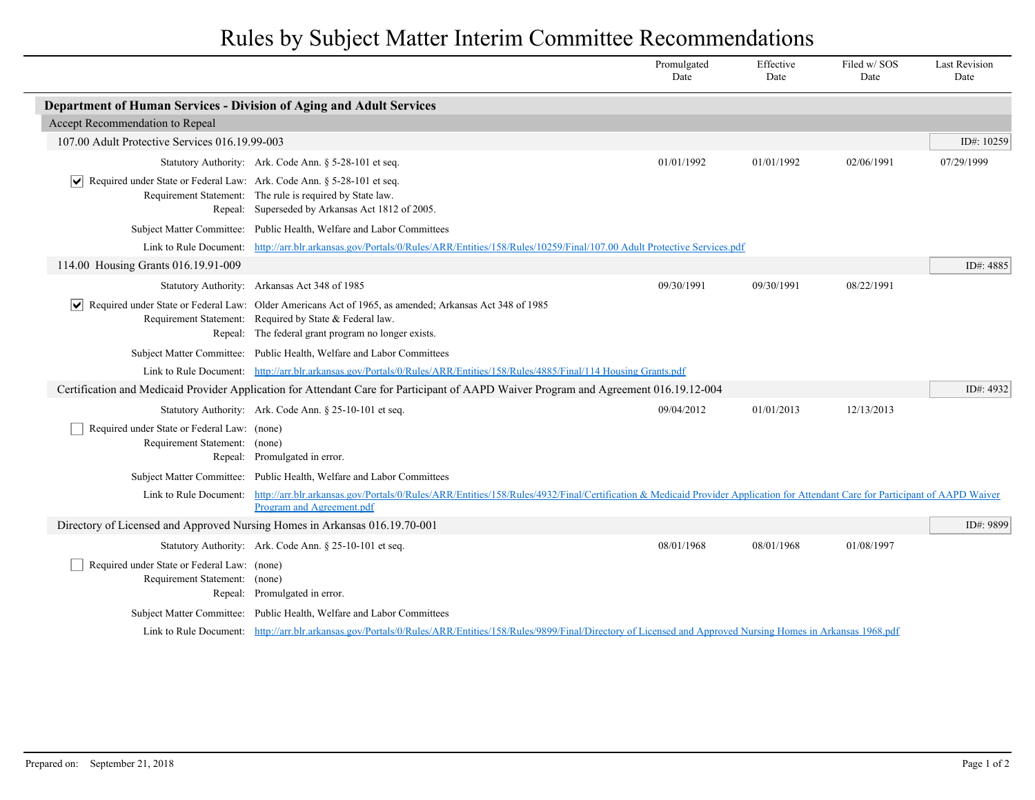# Rules by Subject Matter Interim Committee Recommendations

## Department of Human Services - Division of Aging and Adult Services

### Accept Recommendation to Repeal

#### 107.00 Adult Protective Services 016.19.99-003

ID#: 10259

| | Promulgated Date | Effective Date | Filed w/ SOS Date | Last Revision Date |
|---|---|---|---|---|
| Statutory Authority: Ark. Code Ann. § 5-28-101 et seq. | 01/01/1992 | 01/01/1992 | 02/06/1991 | 07/29/1999 |

- [x] Required under State or Federal Law: Ark. Code Ann. § 5-28-101 et seq.

Requirement Statement: The rule is required by State law.

Repeal: Superseded by Arkansas Act 1812 of 2005.

Subject Matter Committee: Public Health, Welfare and Labor Committees

Link to Rule Document: http://arr.blr.arkansas.gov/Portals/0/Rules/ARR/Entities/158/Rules/10259/Final/107.00 Adult Protective Services.pdf

#### 114.00 Housing Grants 016.19.91-009

ID#: 4885

| | Promulgated Date | Effective Date | Filed w/ SOS Date | Last Revision Date |
|---|---|---|---|---|
| Statutory Authority: Arkansas Act 348 of 1985 | 09/30/1991 | 09/30/1991 | 08/22/1991 | |

- [x] Required under State or Federal Law: Older Americans Act of 1965, as amended; Arkansas Act 348 of 1985

Requirement Statement: Required by State & Federal law.

Repeal: The federal grant program no longer exists.

Subject Matter Committee: Public Health, Welfare and Labor Committees

Link to Rule Document: http://arr.blr.arkansas.gov/Portals/0/Rules/ARR/Entities/158/Rules/4885/Final/114 Housing Grants.pdf

#### Certification and Medicaid Provider Application for Attendant Care for Participant of AAPD Waiver Program and Agreement 016.19.12-004

ID#: 4932

| | Promulgated Date | Effective Date | Filed w/ SOS Date | Last Revision Date |
|---|---|---|---|---|
| Statutory Authority: Ark. Code Ann. § 25-10-101 et seq. | 09/04/2012 | 01/01/2013 | 12/13/2013 | |

- [ ] Required under State or Federal Law: (none)

Requirement Statement: (none)

Repeal: Promulgated in error.

Subject Matter Committee: Public Health, Welfare and Labor Committees

Link to Rule Document: http://arr.blr.arkansas.gov/Portals/0/Rules/ARR/Entities/158/Rules/4932/Final/Certification & Medicaid Provider Application for Attendant Care for Participant of AAPD Waiver Program and Agreement.pdf

#### Directory of Licensed and Approved Nursing Homes in Arkansas 016.19.70-001

ID#: 9899

| | Promulgated Date | Effective Date | Filed w/ SOS Date | Last Revision Date |
|---|---|---|---|---|
| Statutory Authority: Ark. Code Ann. § 25-10-101 et seq. | 08/01/1968 | 08/01/1968 | 01/08/1997 | |

- [ ] Required under State or Federal Law: (none)

Requirement Statement: (none)

Repeal: Promulgated in error.

Subject Matter Committee: Public Health, Welfare and Labor Committees

Link to Rule Document: http://arr.blr.arkansas.gov/Portals/0/Rules/ARR/Entities/158/Rules/9899/Final/Directory of Licensed and Approved Nursing Homes in Arkansas 1968.pdf

Prepared on: September 21, 2018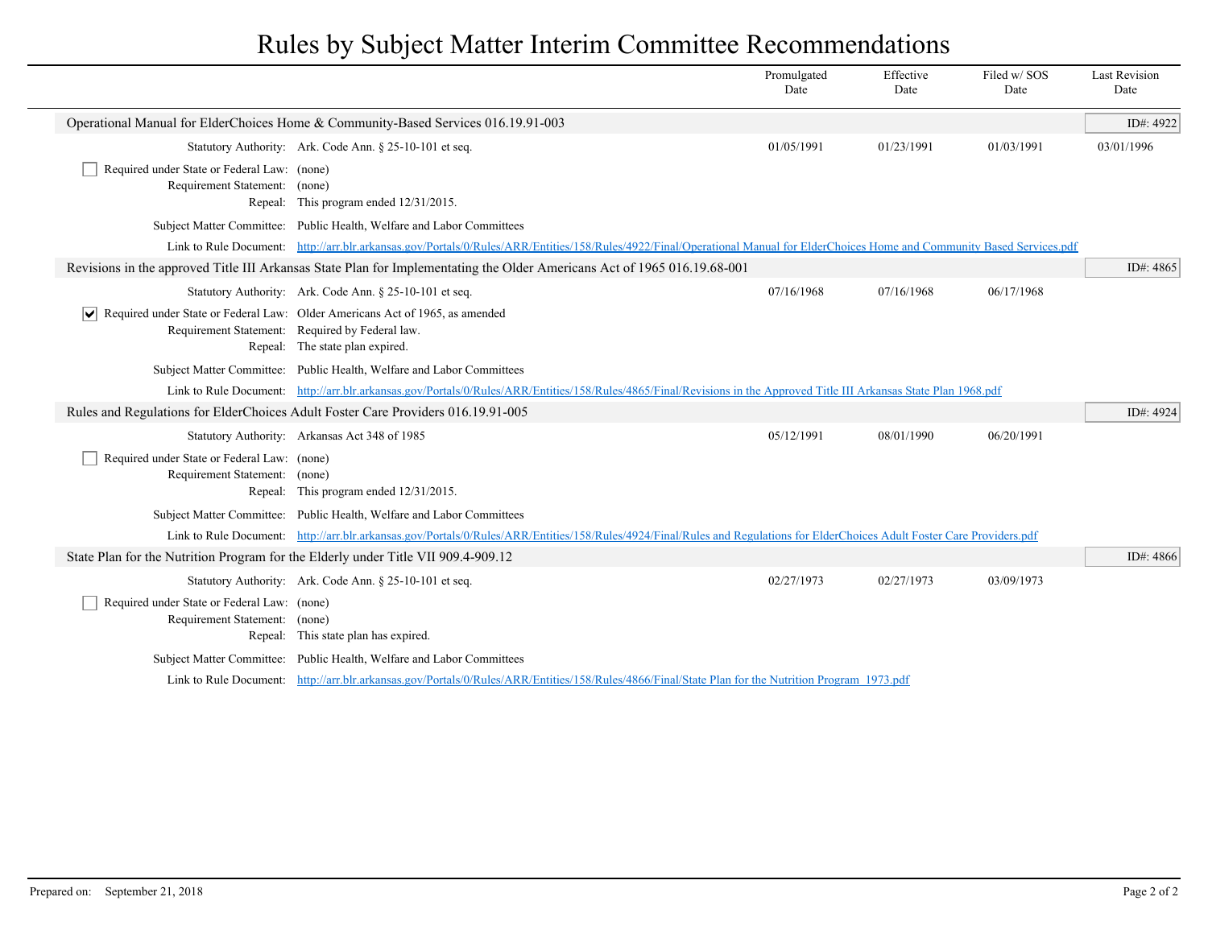# Rules by Subject Matter Interim Committee Recommendations

| | Promulgated Date | Effective Date | Filed w/ SOS Date | Last Revision Date |
|---|---|---|---|---|

## Operational Manual for ElderChoices Home & Community-Based Services 016.19.91-003

ID#: 4922

| | | Promulgated Date | Effective Date | Filed w/ SOS Date | Last Revision Date |
|---|---|---|---|---|---|
| Statutory Authority: | Ark. Code Ann. § 25-10-101 et seq. | 01/05/1991 | 01/23/1991 | 01/03/1991 | 03/01/1996 |

☐ Required under State or Federal Law: (none)
Requirement Statement: (none)
Repeal: This program ended 12/31/2015.

Subject Matter Committee: Public Health, Welfare and Labor Committees

Link to Rule Document: http://arr.blr.arkansas.gov/Portals/0/Rules/ARR/Entities/158/Rules/4922/Final/Operational Manual for ElderChoices Home and Community Based Services.pdf

## Revisions in the approved Title III Arkansas State Plan for Implementating the Older Americans Act of 1965 016.19.68-001

ID#: 4865

| | | Promulgated Date | Effective Date | Filed w/ SOS Date | Last Revision Date |
|---|---|---|---|---|---|
| Statutory Authority: | Ark. Code Ann. § 25-10-101 et seq. | 07/16/1968 | 07/16/1968 | 06/17/1968 | |

☑ Required under State or Federal Law: Older Americans Act of 1965, as amended
Requirement Statement: Required by Federal law.
Repeal: The state plan expired.

Subject Matter Committee: Public Health, Welfare and Labor Committees

Link to Rule Document: http://arr.blr.arkansas.gov/Portals/0/Rules/ARR/Entities/158/Rules/4865/Final/Revisions in the Approved Title III Arkansas State Plan 1968.pdf

## Rules and Regulations for ElderChoices Adult Foster Care Providers 016.19.91-005

ID#: 4924

| | | Promulgated Date | Effective Date | Filed w/ SOS Date | Last Revision Date |
|---|---|---|---|---|---|
| Statutory Authority: | Arkansas Act 348 of 1985 | 05/12/1991 | 08/01/1990 | 06/20/1991 | |

☐ Required under State or Federal Law: (none)
Requirement Statement: (none)
Repeal: This program ended 12/31/2015.

Subject Matter Committee: Public Health, Welfare and Labor Committees

Link to Rule Document: http://arr.blr.arkansas.gov/Portals/0/Rules/ARR/Entities/158/Rules/4924/Final/Rules and Regulations for ElderChoices Adult Foster Care Providers.pdf

## State Plan for the Nutrition Program for the Elderly under Title VII 909.4-909.12

ID#: 4866

| | | Promulgated Date | Effective Date | Filed w/ SOS Date | Last Revision Date |
|---|---|---|---|---|---|
| Statutory Authority: | Ark. Code Ann. § 25-10-101 et seq. | 02/27/1973 | 02/27/1973 | 03/09/1973 | |

☐ Required under State or Federal Law: (none)
Requirement Statement: (none)
Repeal: This state plan has expired.

Subject Matter Committee: Public Health, Welfare and Labor Committees

Link to Rule Document: http://arr.blr.arkansas.gov/Portals/0/Rules/ARR/Entities/158/Rules/4866/Final/State Plan for the Nutrition Program_1973.pdf

Prepared on: September 21, 2018